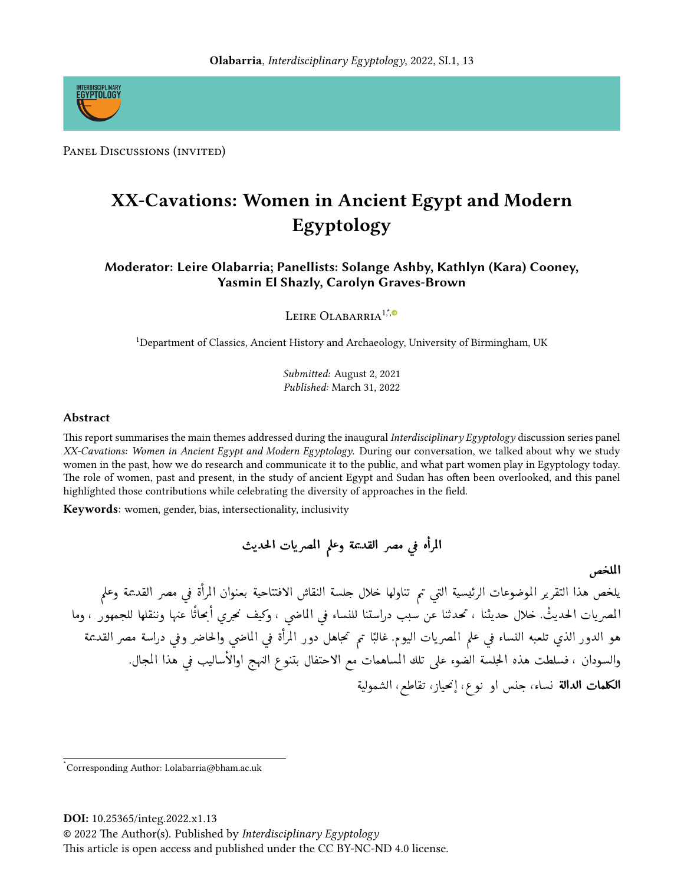Panel Discussions (invited)

# XX-Cavations: Women in Ancient Egypt and Modern Egyptology

**Moderator: Leire Olabarria; Panellists: Solange Ashby, Kathlyn (Kara) Cooney, Yasmin El Shazly, Carolyn Graves-Brown**

Leire Olabarria[1,*]

[1]Department of Classics, Ancient History and Archaeology, University of Birmingham, UK

*Submitted:* August 2, 2021
*Published:* March 31, 2022

## Abstract

This report summarises the main themes addressed during the inaugural *Interdisciplinary Egyptology* discussion series panel *XX-Cavations: Women in Ancient Egypt and Modern Egyptology.* During our conversation, we talked about why we study women in the past, how we do research and communicate it to the public, and what part women play in Egyptology today. The role of women, past and present, in the study of ancient Egypt and Sudan has often been overlooked, and this panel highlighted those contributions while celebrating the diversity of approaches in the field.

**Keywords**: women, gender, bias, intersectionality, inclusivity

## المرأة في مصر القديمة وعلم المصريات الحديث

**الملخص**

يلخص هذا التقرير الموضوعات الرئيسية التي تم تناولها خلال جلسة النقاش الافتتاحية بعنوان المرأة في مصر القديمة وعلم المصريات الحديث. خلال حديثنا ، تحدثنا عن سبب دراستنا للنساء في الماضي ، وكيف نجري أبحاثًا عنها وننقلها للجمهور ، وما هو الدور الذي تلعبه النساء في علم المصريات اليوم. غالبًا تم تجاهل دور المرأة في الماضي والحاضر وفي دراسة مصر القديمة والسودان ، فسلطت هذه الجلسة الضوء على تلك المساهمات مع الاحتفال بتنوع النهج اوالأساليب في هذا المجال.

**الكلمات الدالة** نساء، جنس او نوع، إنحياز، تقاطع، الشمولية

[*]Corresponding Author: l.olabarria@bham.ac.uk

**DOI:** 10.25365/integ.2022.x1.13
© 2022 The Author(s). Published by *Interdisciplinary Egyptology*
This article is open access and published under the CC BY-NC-ND 4.0 license.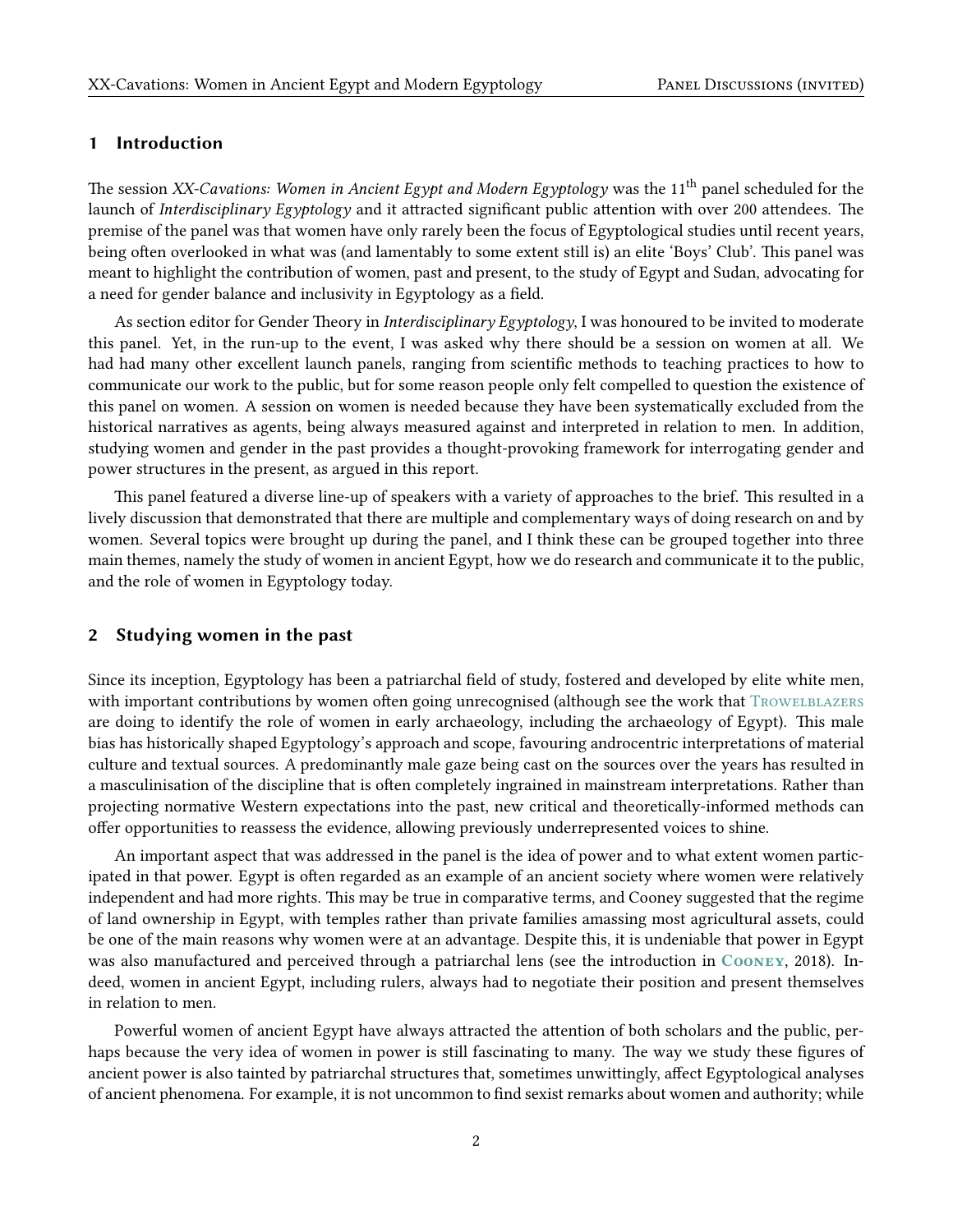## 1 Introduction

The session *XX-Cavations: Women in Ancient Egypt and Modern Egyptology* was the 11th panel scheduled for the launch of *Interdisciplinary Egyptology* and it attracted significant public attention with over 200 attendees. The premise of the panel was that women have only rarely been the focus of Egyptological studies until recent years, being often overlooked in what was (and lamentably to some extent still is) an elite 'Boys' Club'. This panel was meant to highlight the contribution of women, past and present, to the study of Egypt and Sudan, advocating for a need for gender balance and inclusivity in Egyptology as a field.

As section editor for Gender Theory in *Interdisciplinary Egyptology*, I was honoured to be invited to moderate this panel. Yet, in the run-up to the event, I was asked why there should be a session on women at all. We had had many other excellent launch panels, ranging from scientific methods to teaching practices to how to communicate our work to the public, but for some reason people only felt compelled to question the existence of this panel on women. A session on women is needed because they have been systematically excluded from the historical narratives as agents, being always measured against and interpreted in relation to men. In addition, studying women and gender in the past provides a thought-provoking framework for interrogating gender and power structures in the present, as argued in this report.

This panel featured a diverse line-up of speakers with a variety of approaches to the brief. This resulted in a lively discussion that demonstrated that there are multiple and complementary ways of doing research on and by women. Several topics were brought up during the panel, and I think these can be grouped together into three main themes, namely the study of women in ancient Egypt, how we do research and communicate it to the public, and the role of women in Egyptology today.

## 2 Studying women in the past

Since its inception, Egyptology has been a patriarchal field of study, fostered and developed by elite white men, with important contributions by women often going unrecognised (although see the work that Trowelblazers are doing to identify the role of women in early archaeology, including the archaeology of Egypt). This male bias has historically shaped Egyptology's approach and scope, favouring androcentric interpretations of material culture and textual sources. A predominantly male gaze being cast on the sources over the years has resulted in a masculinisation of the discipline that is often completely ingrained in mainstream interpretations. Rather than projecting normative Western expectations into the past, new critical and theoretically-informed methods can offer opportunities to reassess the evidence, allowing previously underrepresented voices to shine.

An important aspect that was addressed in the panel is the idea of power and to what extent women participated in that power. Egypt is often regarded as an example of an ancient society where women were relatively independent and had more rights. This may be true in comparative terms, and Cooney suggested that the regime of land ownership in Egypt, with temples rather than private families amassing most agricultural assets, could be one of the main reasons why women were at an advantage. Despite this, it is undeniable that power in Egypt was also manufactured and perceived through a patriarchal lens (see the introduction in **Cooney**, 2018). Indeed, women in ancient Egypt, including rulers, always had to negotiate their position and present themselves in relation to men.

Powerful women of ancient Egypt have always attracted the attention of both scholars and the public, perhaps because the very idea of women in power is still fascinating to many. The way we study these figures of ancient power is also tainted by patriarchal structures that, sometimes unwittingly, affect Egyptological analyses of ancient phenomena. For example, it is not uncommon to find sexist remarks about women and authority; while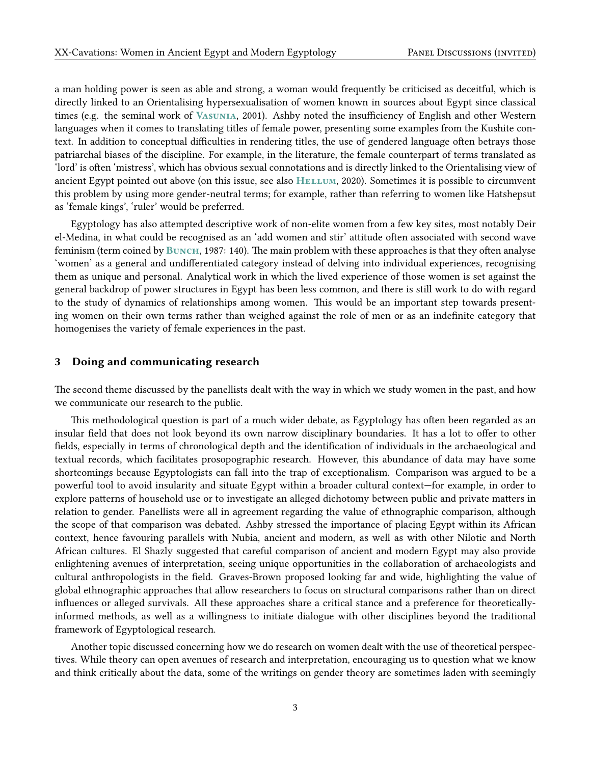a man holding power is seen as able and strong, a woman would frequently be criticised as deceitful, which is directly linked to an Orientalising hypersexualisation of women known in sources about Egypt since classical times (e.g. the seminal work of Vasunia, 2001). Ashby noted the insufficiency of English and other Western languages when it comes to translating titles of female power, presenting some examples from the Kushite context. In addition to conceptual difficulties in rendering titles, the use of gendered language often betrays those patriarchal biases of the discipline. For example, in the literature, the female counterpart of terms translated as 'lord' is often 'mistress', which has obvious sexual connotations and is directly linked to the Orientalising view of ancient Egypt pointed out above (on this issue, see also Hellum, 2020). Sometimes it is possible to circumvent this problem by using more gender-neutral terms; for example, rather than referring to women like Hatshepsut as 'female kings', 'ruler' would be preferred.

Egyptology has also attempted descriptive work of non-elite women from a few key sites, most notably Deir el-Medina, in what could be recognised as an 'add women and stir' attitude often associated with second wave feminism (term coined by Bunch, 1987: 140). The main problem with these approaches is that they often analyse 'women' as a general and undifferentiated category instead of delving into individual experiences, recognising them as unique and personal. Analytical work in which the lived experience of those women is set against the general backdrop of power structures in Egypt has been less common, and there is still work to do with regard to the study of dynamics of relationships among women. This would be an important step towards presenting women on their own terms rather than weighed against the role of men or as an indefinite category that homogenises the variety of female experiences in the past.

## 3 Doing and communicating research

The second theme discussed by the panellists dealt with the way in which we study women in the past, and how we communicate our research to the public.

This methodological question is part of a much wider debate, as Egyptology has often been regarded as an insular field that does not look beyond its own narrow disciplinary boundaries. It has a lot to offer to other fields, especially in terms of chronological depth and the identification of individuals in the archaeological and textual records, which facilitates prosopographic research. However, this abundance of data may have some shortcomings because Egyptologists can fall into the trap of exceptionalism. Comparison was argued to be a powerful tool to avoid insularity and situate Egypt within a broader cultural context—for example, in order to explore patterns of household use or to investigate an alleged dichotomy between public and private matters in relation to gender. Panellists were all in agreement regarding the value of ethnographic comparison, although the scope of that comparison was debated. Ashby stressed the importance of placing Egypt within its African context, hence favouring parallels with Nubia, ancient and modern, as well as with other Nilotic and North African cultures. El Shazly suggested that careful comparison of ancient and modern Egypt may also provide enlightening avenues of interpretation, seeing unique opportunities in the collaboration of archaeologists and cultural anthropologists in the field. Graves-Brown proposed looking far and wide, highlighting the value of global ethnographic approaches that allow researchers to focus on structural comparisons rather than on direct influences or alleged survivals. All these approaches share a critical stance and a preference for theoretically-informed methods, as well as a willingness to initiate dialogue with other disciplines beyond the traditional framework of Egyptological research.

Another topic discussed concerning how we do research on women dealt with the use of theoretical perspectives. While theory can open avenues of research and interpretation, encouraging us to question what we know and think critically about the data, some of the writings on gender theory are sometimes laden with seemingly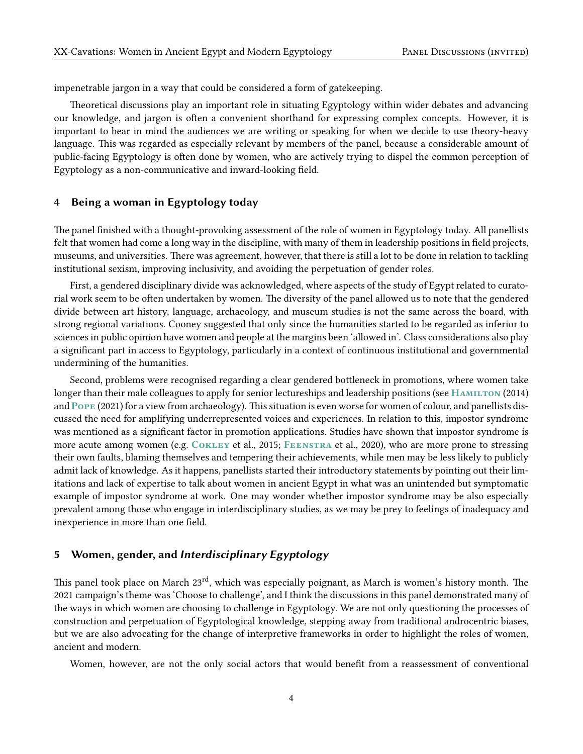impenetrable jargon in a way that could be considered a form of gatekeeping.

Theoretical discussions play an important role in situating Egyptology within wider debates and advancing our knowledge, and jargon is often a convenient shorthand for expressing complex concepts. However, it is important to bear in mind the audiences we are writing or speaking for when we decide to use theory-heavy language. This was regarded as especially relevant by members of the panel, because a considerable amount of public-facing Egyptology is often done by women, who are actively trying to dispel the common perception of Egyptology as a non-communicative and inward-looking field.

## 4 Being a woman in Egyptology today

The panel finished with a thought-provoking assessment of the role of women in Egyptology today. All panellists felt that women had come a long way in the discipline, with many of them in leadership positions in field projects, museums, and universities. There was agreement, however, that there is still a lot to be done in relation to tackling institutional sexism, improving inclusivity, and avoiding the perpetuation of gender roles.

First, a gendered disciplinary divide was acknowledged, where aspects of the study of Egypt related to curatorial work seem to be often undertaken by women. The diversity of the panel allowed us to note that the gendered divide between art history, language, archaeology, and museum studies is not the same across the board, with strong regional variations. Cooney suggested that only since the humanities started to be regarded as inferior to sciences in public opinion have women and people at the margins been 'allowed in'. Class considerations also play a significant part in access to Egyptology, particularly in a context of continuous institutional and governmental undermining of the humanities.

Second, problems were recognised regarding a clear gendered bottleneck in promotions, where women take longer than their male colleagues to apply for senior lectureships and leadership positions (see Hamilton (2014) and Pope (2021) for a view from archaeology). This situation is even worse for women of colour, and panellists discussed the need for amplifying underrepresented voices and experiences. In relation to this, impostor syndrome was mentioned as a significant factor in promotion applications. Studies have shown that impostor syndrome is more acute among women (e.g. Cokley et al., 2015; Feenstra et al., 2020), who are more prone to stressing their own faults, blaming themselves and tempering their achievements, while men may be less likely to publicly admit lack of knowledge. As it happens, panellists started their introductory statements by pointing out their limitations and lack of expertise to talk about women in ancient Egypt in what was an unintended but symptomatic example of impostor syndrome at work. One may wonder whether impostor syndrome may be also especially prevalent among those who engage in interdisciplinary studies, as we may be prey to feelings of inadequacy and inexperience in more than one field.

## 5 Women, gender, and *Interdisciplinary Egyptology*

This panel took place on March 23rd, which was especially poignant, as March is women's history month. The 2021 campaign's theme was 'Choose to challenge', and I think the discussions in this panel demonstrated many of the ways in which women are choosing to challenge in Egyptology. We are not only questioning the processes of construction and perpetuation of Egyptological knowledge, stepping away from traditional androcentric biases, but we are also advocating for the change of interpretive frameworks in order to highlight the roles of women, ancient and modern.

Women, however, are not the only social actors that would benefit from a reassessment of conventional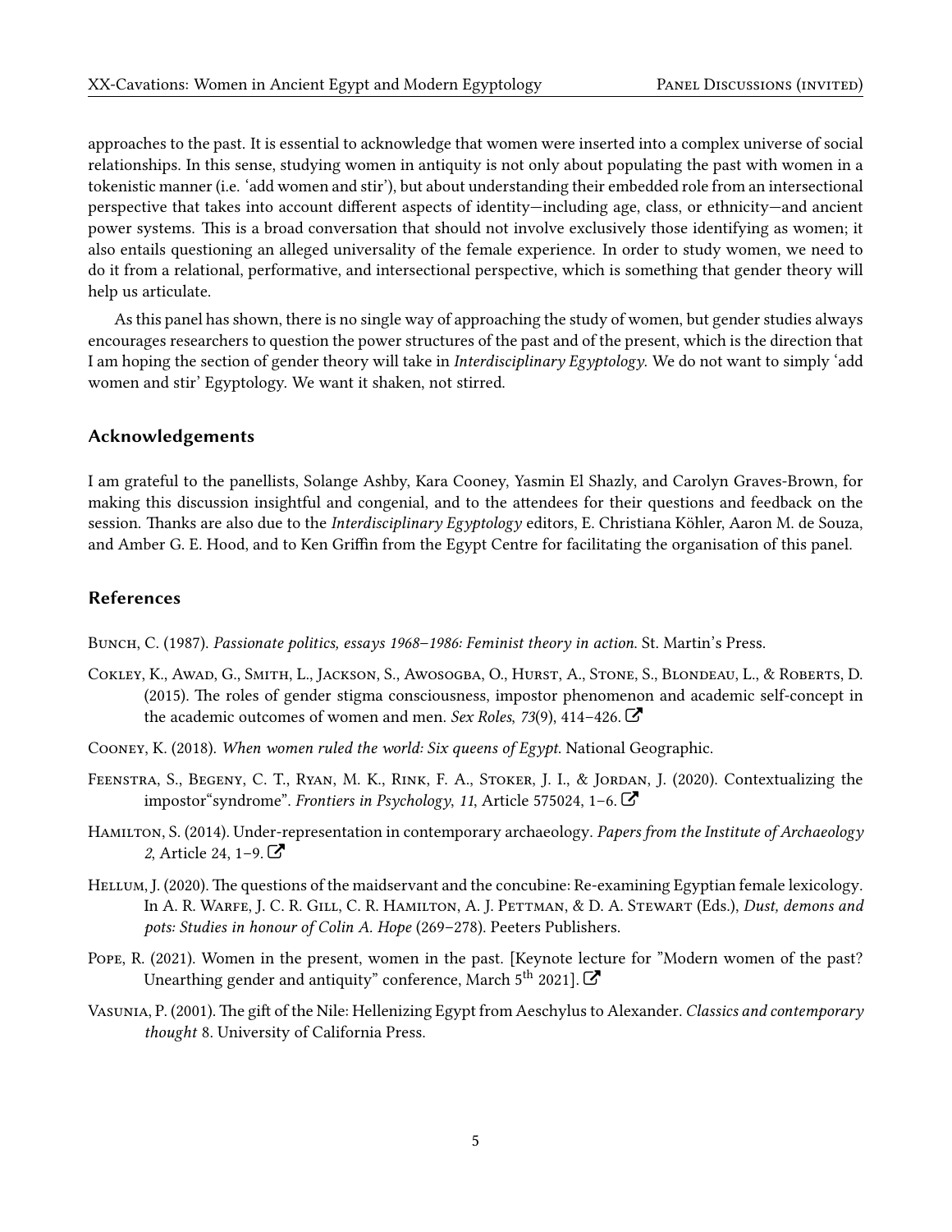approaches to the past. It is essential to acknowledge that women were inserted into a complex universe of social relationships. In this sense, studying women in antiquity is not only about populating the past with women in a tokenistic manner (i.e. 'add women and stir'), but about understanding their embedded role from an intersectional perspective that takes into account different aspects of identity—including age, class, or ethnicity—and ancient power systems. This is a broad conversation that should not involve exclusively those identifying as women; it also entails questioning an alleged universality of the female experience. In order to study women, we need to do it from a relational, performative, and intersectional perspective, which is something that gender theory will help us articulate.

As this panel has shown, there is no single way of approaching the study of women, but gender studies always encourages researchers to question the power structures of the past and of the present, which is the direction that I am hoping the section of gender theory will take in *Interdisciplinary Egyptology*. We do not want to simply 'add women and stir' Egyptology. We want it shaken, not stirred.

## Acknowledgements

I am grateful to the panellists, Solange Ashby, Kara Cooney, Yasmin El Shazly, and Carolyn Graves-Brown, for making this discussion insightful and congenial, and to the attendees for their questions and feedback on the session. Thanks are also due to the *Interdisciplinary Egyptology* editors, E. Christiana Köhler, Aaron M. de Souza, and Amber G. E. Hood, and to Ken Griffin from the Egypt Centre for facilitating the organisation of this panel.

## References

Bunch, C. (1987). *Passionate politics, essays 1968–1986: Feminist theory in action*. St. Martin's Press.

Cokley, K., Awad, G., Smith, L., Jackson, S., Awosogba, O., Hurst, A., Stone, S., Blondeau, L., & Roberts, D. (2015). The roles of gender stigma consciousness, impostor phenomenon and academic self-concept in the academic outcomes of women and men. *Sex Roles*, *73*(9), 414–426.

Cooney, K. (2018). *When women ruled the world: Six queens of Egypt*. National Geographic.

Feenstra, S., Begeny, C. T., Ryan, M. K., Rink, F. A., Stoker, J. I., & Jordan, J. (2020). Contextualizing the impostor"syndrome". *Frontiers in Psychology*, *11*, Article 575024, 1–6.

Hamilton, S. (2014). Under-representation in contemporary archaeology. *Papers from the Institute of Archaeology 2*, Article 24, 1–9.

Hellum, J. (2020). The questions of the maidservant and the concubine: Re-examining Egyptian female lexicology. In A. R. Warfe, J. C. R. Gill, C. R. Hamilton, A. J. Pettman, & D. A. Stewart (Eds.), *Dust, demons and pots: Studies in honour of Colin A. Hope* (269–278). Peeters Publishers.

Pope, R. (2021). Women in the present, women in the past. [Keynote lecture for "Modern women of the past? Unearthing gender and antiquity" conference, March 5th 2021].

Vasunia, P. (2001). The gift of the Nile: Hellenizing Egypt from Aeschylus to Alexander. *Classics and contemporary thought* 8. University of California Press.